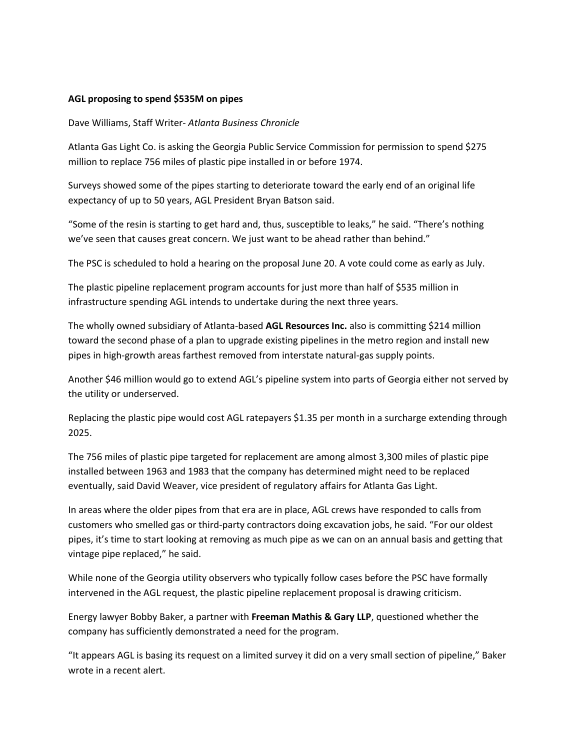**AGL proposing to spend $535M on pipes**

Dave Williams, Staff Writer- *Atlanta Business Chronicle*

Atlanta Gas Light Co. is asking the Georgia Public Service Commission for permission to spend $275 million to replace 756 miles of plastic pipe installed in or before 1974.

Surveys showed some of the pipes starting to deteriorate toward the early end of an original life expectancy of up to 50 years, AGL President Bryan Batson said.

"Some of the resin is starting to get hard and, thus, susceptible to leaks," he said. "There's nothing we've seen that causes great concern. We just want to be ahead rather than behind."

The PSC is scheduled to hold a hearing on the proposal June 20. A vote could come as early as July.

The plastic pipeline replacement program accounts for just more than half of $535 million in infrastructure spending AGL intends to undertake during the next three years.

The wholly owned subsidiary of Atlanta-based **AGL Resources Inc.** also is committing $214 million toward the second phase of a plan to upgrade existing pipelines in the metro region and install new pipes in high-growth areas farthest removed from interstate natural-gas supply points.

Another $46 million would go to extend AGL's pipeline system into parts of Georgia either not served by the utility or underserved.

Replacing the plastic pipe would cost AGL ratepayers $1.35 per month in a surcharge extending through 2025.

The 756 miles of plastic pipe targeted for replacement are among almost 3,300 miles of plastic pipe installed between 1963 and 1983 that the company has determined might need to be replaced eventually, said David Weaver, vice president of regulatory affairs for Atlanta Gas Light.

In areas where the older pipes from that era are in place, AGL crews have responded to calls from customers who smelled gas or third-party contractors doing excavation jobs, he said. "For our oldest pipes, it's time to start looking at removing as much pipe as we can on an annual basis and getting that vintage pipe replaced," he said.

While none of the Georgia utility observers who typically follow cases before the PSC have formally intervened in the AGL request, the plastic pipeline replacement proposal is drawing criticism.

Energy lawyer Bobby Baker, a partner with **Freeman Mathis & Gary LLP**, questioned whether the company has sufficiently demonstrated a need for the program.

"It appears AGL is basing its request on a limited survey it did on a very small section of pipeline," Baker wrote in a recent alert.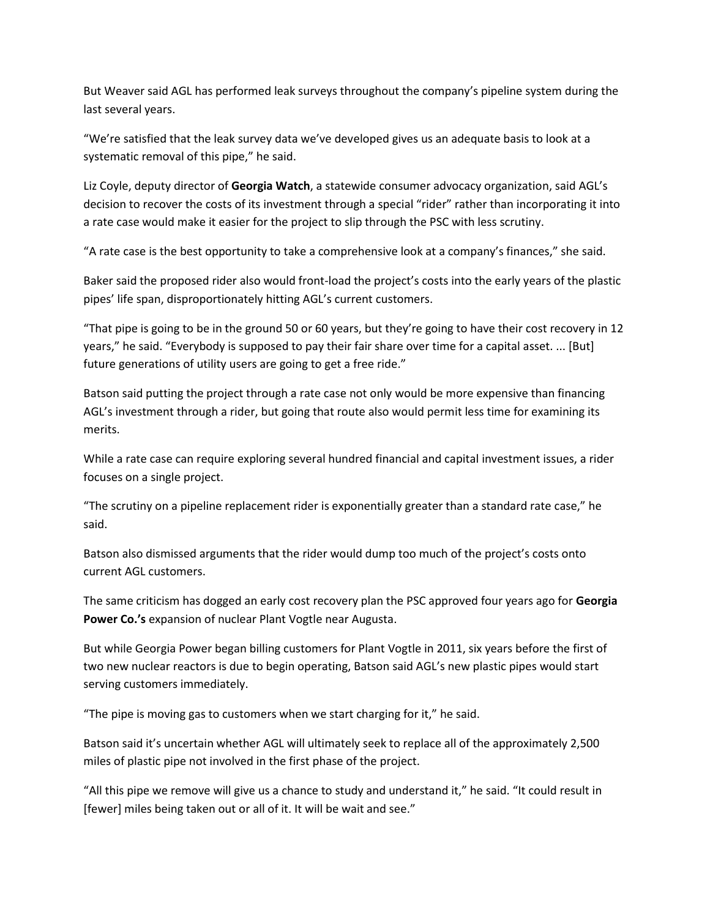But Weaver said AGL has performed leak surveys throughout the company's pipeline system during the last several years.

"We're satisfied that the leak survey data we've developed gives us an adequate basis to look at a systematic removal of this pipe," he said.

Liz Coyle, deputy director of **Georgia Watch**, a statewide consumer advocacy organization, said AGL's decision to recover the costs of its investment through a special "rider" rather than incorporating it into a rate case would make it easier for the project to slip through the PSC with less scrutiny.

"A rate case is the best opportunity to take a comprehensive look at a company's finances," she said.

Baker said the proposed rider also would front-load the project's costs into the early years of the plastic pipes' life span, disproportionately hitting AGL's current customers.

"That pipe is going to be in the ground 50 or 60 years, but they're going to have their cost recovery in 12 years," he said. "Everybody is supposed to pay their fair share over time for a capital asset. ... [But] future generations of utility users are going to get a free ride."

Batson said putting the project through a rate case not only would be more expensive than financing AGL's investment through a rider, but going that route also would permit less time for examining its merits.

While a rate case can require exploring several hundred financial and capital investment issues, a rider focuses on a single project.

"The scrutiny on a pipeline replacement rider is exponentially greater than a standard rate case," he said.

Batson also dismissed arguments that the rider would dump too much of the project's costs onto current AGL customers.

The same criticism has dogged an early cost recovery plan the PSC approved four years ago for **Georgia Power Co.'s** expansion of nuclear Plant Vogtle near Augusta.

But while Georgia Power began billing customers for Plant Vogtle in 2011, six years before the first of two new nuclear reactors is due to begin operating, Batson said AGL's new plastic pipes would start serving customers immediately.

"The pipe is moving gas to customers when we start charging for it," he said.

Batson said it's uncertain whether AGL will ultimately seek to replace all of the approximately 2,500 miles of plastic pipe not involved in the first phase of the project.

"All this pipe we remove will give us a chance to study and understand it," he said. "It could result in [fewer] miles being taken out or all of it. It will be wait and see."